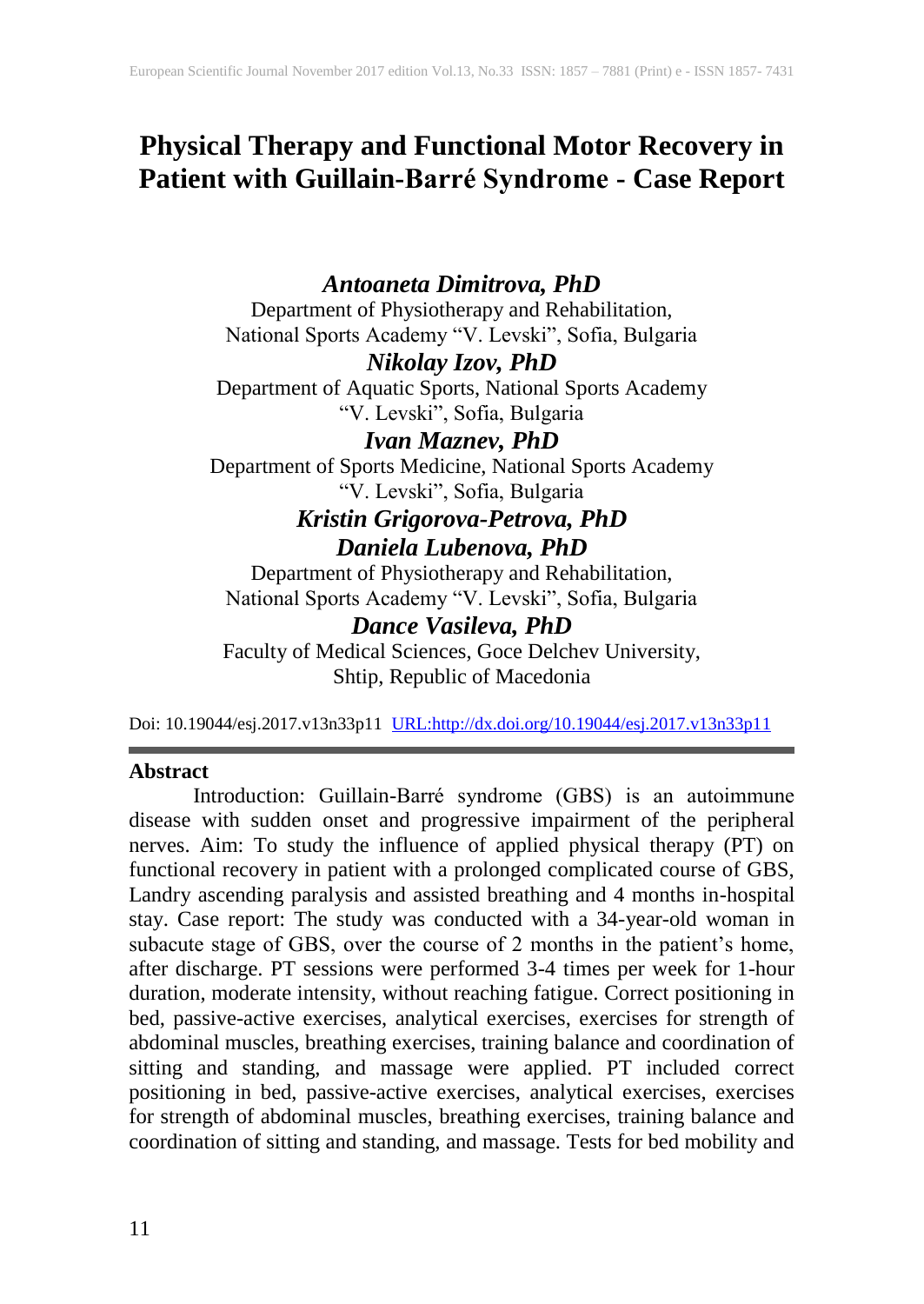# Physical Therapy and Functional Motor Recovery in Patient with Guillain-Barré Syndrome - Case Report

***Antoaneta Dimitrova, PhD***
Department of Physiotherapy and Rehabilitation,
National Sports Academy "V. Levski", Sofia, Bulgaria

***Nikolay Izov, PhD***
Department of Aquatic Sports, National Sports Academy
"V. Levski", Sofia, Bulgaria

***Ivan Maznev, PhD***
Department of Sports Medicine, National Sports Academy
"V. Levski", Sofia, Bulgaria

***Kristin Grigorova-Petrova, PhD***
***Daniela Lubenova, PhD***
Department of Physiotherapy and Rehabilitation,
National Sports Academy "V. Levski", Sofia, Bulgaria

***Dance Vasileva, PhD***
Faculty of Medical Sciences, Goce Delchev University,
Shtip, Republic of Macedonia

Doi: 10.19044/esj.2017.v13n33p11 [URL:http://dx.doi.org/10.19044/esj.2017.v13n33p11](http://dx.doi.org/10.19044/esj.2017.v13n33p11)

## Abstract

Introduction: Guillain-Barré syndrome (GBS) is an autoimmune disease with sudden onset and progressive impairment of the peripheral nerves. Aim: To study the influence of applied physical therapy (PT) on functional recovery in patient with a prolonged complicated course of GBS, Landry ascending paralysis and assisted breathing and 4 months in-hospital stay. Case report: The study was conducted with a 34-year-old woman in subacute stage of GBS, over the course of 2 months in the patient's home, after discharge. PT sessions were performed 3-4 times per week for 1-hour duration, moderate intensity, without reaching fatigue. Correct positioning in bed, passive-active exercises, analytical exercises, exercises for strength of abdominal muscles, breathing exercises, training balance and coordination of sitting and standing, and massage were applied. PT included correct positioning in bed, passive-active exercises, analytical exercises, exercises for strength of abdominal muscles, breathing exercises, training balance and coordination of sitting and standing, and massage. Tests for bed mobility and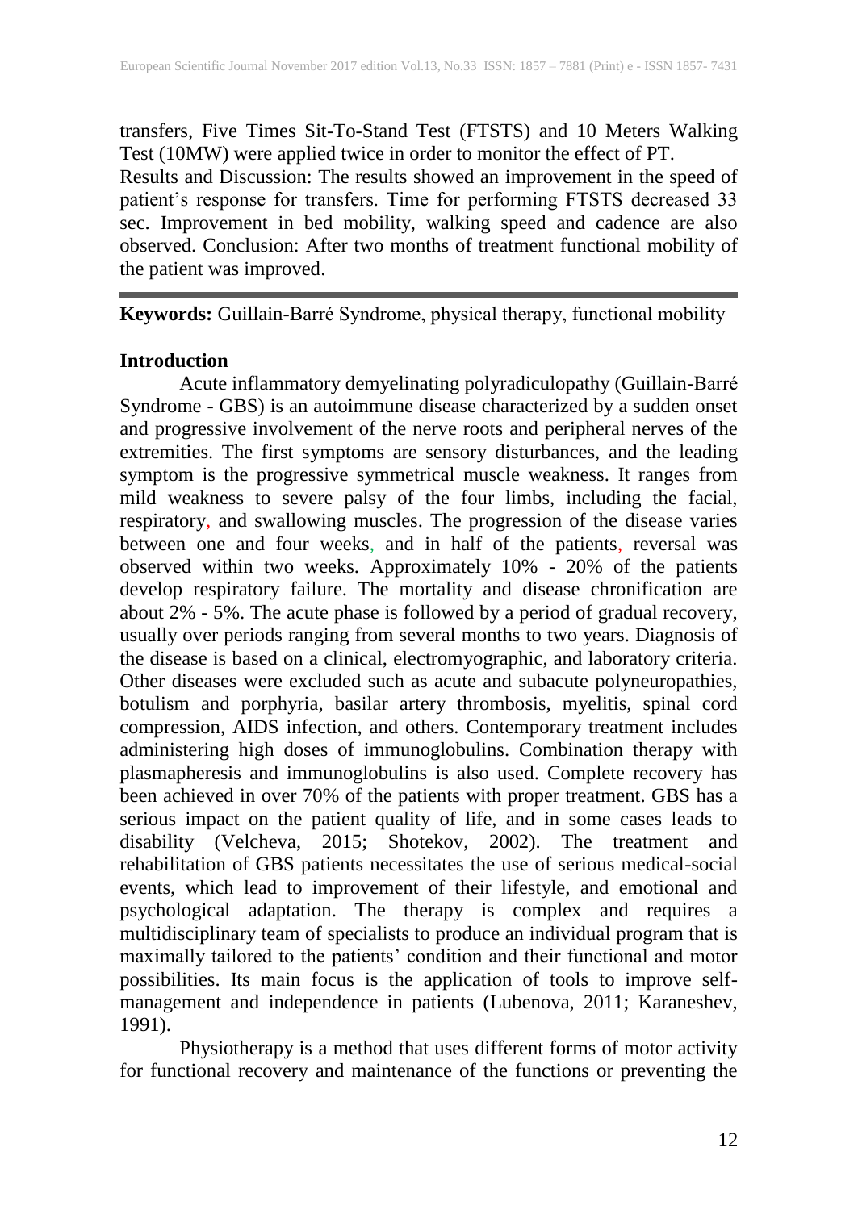transfers, Five Times Sit-To-Stand Test (FTSTS) and 10 Meters Walking Test (10MW) were applied twice in order to monitor the effect of PT.
Results and Discussion: The results showed an improvement in the speed of patient's response for transfers. Time for performing FTSTS decreased 33 sec. Improvement in bed mobility, walking speed and cadence are also observed. Conclusion: After two months of treatment functional mobility of the patient was improved.

---

**Keywords:** Guillain-Barré Syndrome, physical therapy, functional mobility

## Introduction

Acute inflammatory demyelinating polyradiculopathy (Guillain-Barré Syndrome - GBS) is an autoimmune disease characterized by a sudden onset and progressive involvement of the nerve roots and peripheral nerves of the extremities. The first symptoms are sensory disturbances, and the leading symptom is the progressive symmetrical muscle weakness. It ranges from mild weakness to severe palsy of the four limbs, including the facial, respiratory, and swallowing muscles. The progression of the disease varies between one and four weeks, and in half of the patients, reversal was observed within two weeks. Approximately 10% - 20% of the patients develop respiratory failure. The mortality and disease chronification are about 2% - 5%. The acute phase is followed by a period of gradual recovery, usually over periods ranging from several months to two years. Diagnosis of the disease is based on a clinical, electromyographic, and laboratory criteria. Other diseases were excluded such as acute and subacute polyneuropathies, botulism and porphyria, basilar artery thrombosis, myelitis, spinal cord compression, AIDS infection, and others. Contemporary treatment includes administering high doses of immunoglobulins. Combination therapy with plasmapheresis and immunoglobulins is also used. Complete recovery has been achieved in over 70% of the patients with proper treatment. GBS has a serious impact on the patient quality of life, and in some cases leads to disability (Velcheva, 2015; Shotekov, 2002). The treatment and rehabilitation of GBS patients necessitates the use of serious medical-social events, which lead to improvement of their lifestyle, and emotional and psychological adaptation. The therapy is complex and requires a multidisciplinary team of specialists to produce an individual program that is maximally tailored to the patients' condition and their functional and motor possibilities. Its main focus is the application of tools to improve self-management and independence in patients (Lubenova, 2011; Karaneshev, 1991).

Physiotherapy is a method that uses different forms of motor activity for functional recovery and maintenance of the functions or preventing the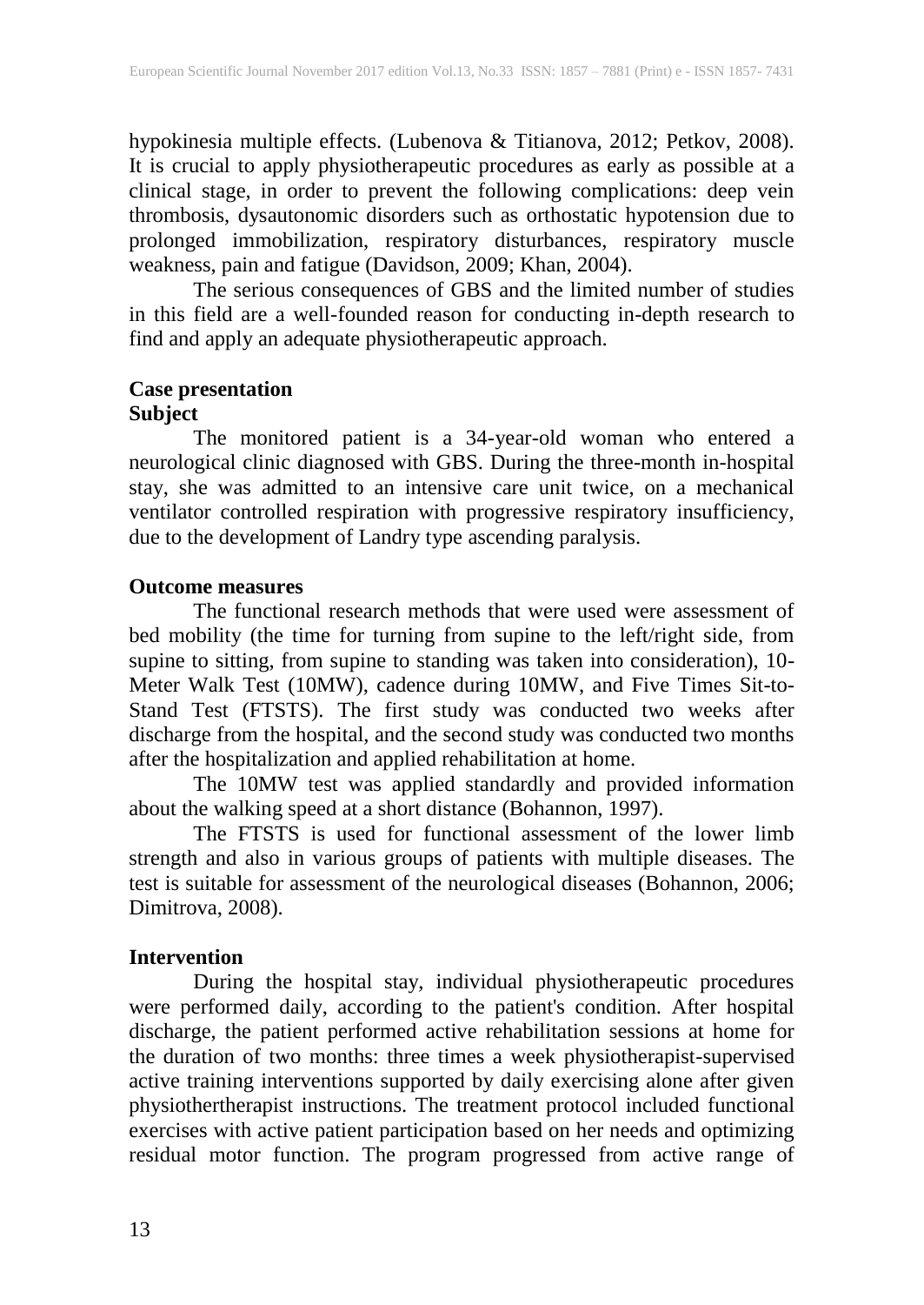hypokinesia multiple effects. (Lubenova & Titianova, 2012; Petkov, 2008). It is crucial to apply physiotherapeutic procedures as early as possible at a clinical stage, in order to prevent the following complications: deep vein thrombosis, dysautonomic disorders such as orthostatic hypotension due to prolonged immobilization, respiratory disturbances, respiratory muscle weakness, pain and fatigue (Davidson, 2009; Khan, 2004).

The serious consequences of GBS and the limited number of studies in this field are a well-founded reason for conducting in-depth research to find and apply an adequate physiotherapeutic approach.

## Case presentation

### Subject

The monitored patient is a 34-year-old woman who entered a neurological clinic diagnosed with GBS. During the three-month in-hospital stay, she was admitted to an intensive care unit twice, on a mechanical ventilator controlled respiration with progressive respiratory insufficiency, due to the development of Landry type ascending paralysis.

### Outcome measures

The functional research methods that were used were assessment of bed mobility (the time for turning from supine to the left/right side, from supine to sitting, from supine to standing was taken into consideration), 10-Meter Walk Test (10MW), cadence during 10MW, and Five Times Sit-to-Stand Test (FTSTS). The first study was conducted two weeks after discharge from the hospital, and the second study was conducted two months after the hospitalization and applied rehabilitation at home.

The 10MW test was applied standardly and provided information about the walking speed at a short distance (Bohannon, 1997).

The FTSTS is used for functional assessment of the lower limb strength and also in various groups of patients with multiple diseases. The test is suitable for assessment of the neurological diseases (Bohannon, 2006; Dimitrova, 2008).

### Intervention

During the hospital stay, individual physiotherapeutic procedures were performed daily, according to the patient's condition. After hospital discharge, the patient performed active rehabilitation sessions at home for the duration of two months: three times a week physiotherapist-supervised active training interventions supported by daily exercising alone after given physiothertherapist instructions. The treatment protocol included functional exercises with active patient participation based on her needs and optimizing residual motor function. The program progressed from active range of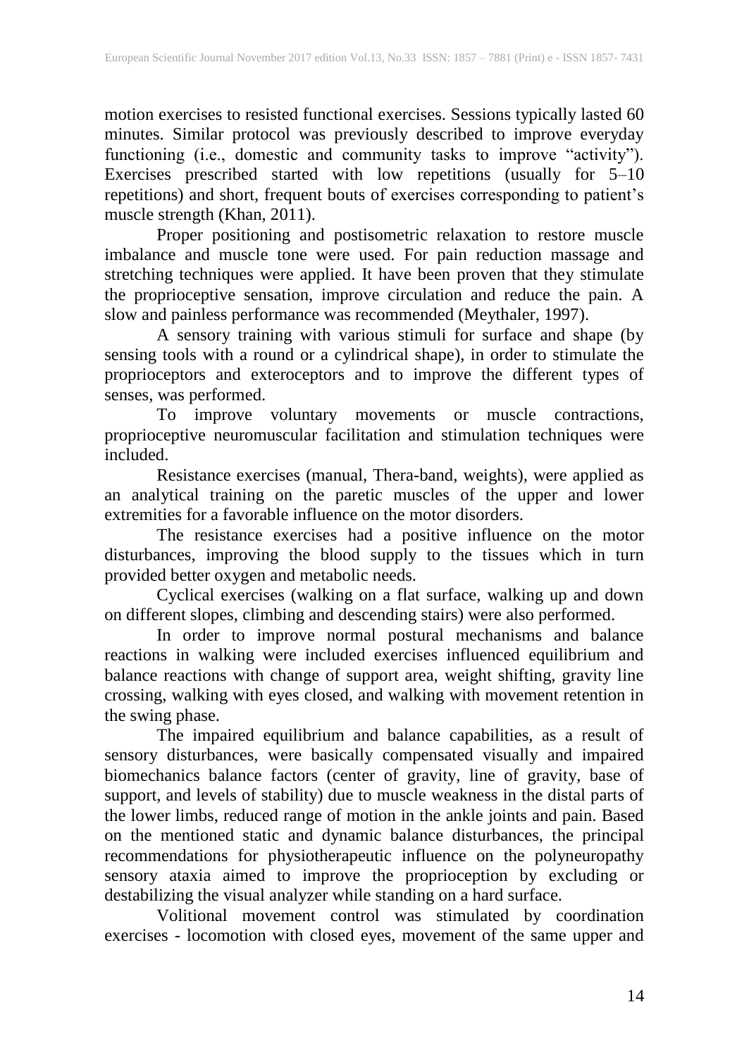motion exercises to resisted functional exercises. Sessions typically lasted 60 minutes. Similar protocol was previously described to improve everyday functioning (i.e., domestic and community tasks to improve "activity"). Exercises prescribed started with low repetitions (usually for 5–10 repetitions) and short, frequent bouts of exercises corresponding to patient's muscle strength (Khan, 2011).

Proper positioning and postisometric relaxation to restore muscle imbalance and muscle tone were used. For pain reduction massage and stretching techniques were applied. It have been proven that they stimulate the proprioceptive sensation, improve circulation and reduce the pain. A slow and painless performance was recommended (Meythaler, 1997).

A sensory training with various stimuli for surface and shape (by sensing tools with a round or a cylindrical shape), in order to stimulate the proprioceptors and exteroceptors and to improve the different types of senses, was performed.

To improve voluntary movements or muscle contractions, proprioceptive neuromuscular facilitation and stimulation techniques were included.

Resistance exercises (manual, Thera-band, weights), were applied as an analytical training on the paretic muscles of the upper and lower extremities for a favorable influence on the motor disorders.

The resistance exercises had a positive influence on the motor disturbances, improving the blood supply to the tissues which in turn provided better oxygen and metabolic needs.

Cyclical exercises (walking on a flat surface, walking up and down on different slopes, climbing and descending stairs) were also performed.

In order to improve normal postural mechanisms and balance reactions in walking were included exercises influenced equilibrium and balance reactions with change of support area, weight shifting, gravity line crossing, walking with eyes closed, and walking with movement retention in the swing phase.

The impaired equilibrium and balance capabilities, as a result of sensory disturbances, were basically compensated visually and impaired biomechanics balance factors (center of gravity, line of gravity, base of support, and levels of stability) due to muscle weakness in the distal parts of the lower limbs, reduced range of motion in the ankle joints and pain. Based on the mentioned static and dynamic balance disturbances, the principal recommendations for physiotherapeutic influence on the polyneuropathy sensory ataxia aimed to improve the proprioception by excluding or destabilizing the visual analyzer while standing on a hard surface.

Volitional movement control was stimulated by coordination exercises - locomotion with closed eyes, movement of the same upper and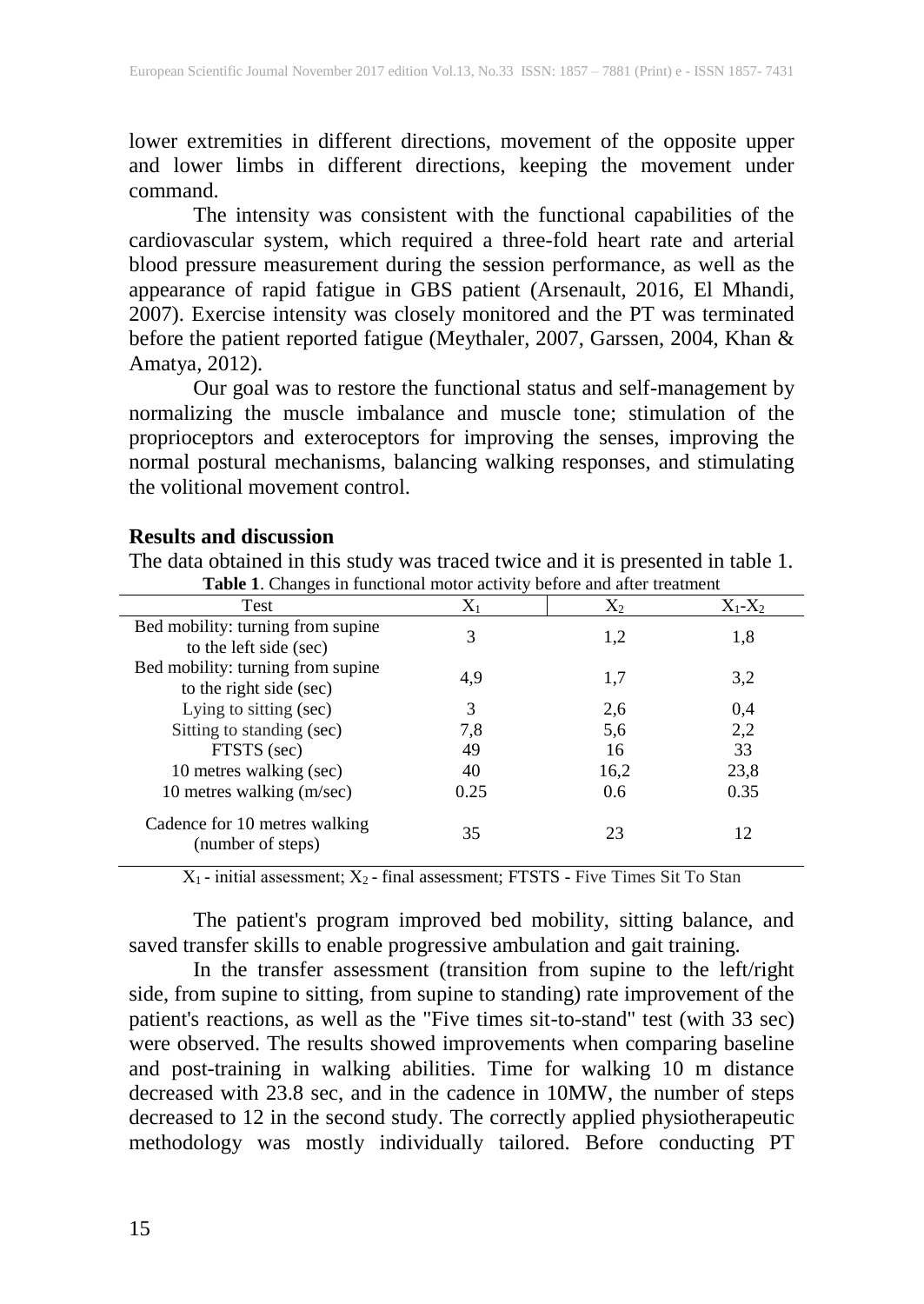lower extremities in different directions, movement of the opposite upper and lower limbs in different directions, keeping the movement under command.

The intensity was consistent with the functional capabilities of the cardiovascular system, which required a three-fold heart rate and arterial blood pressure measurement during the session performance, as well as the appearance of rapid fatigue in GBS patient (Arsenault, 2016, El Mhandi, 2007). Exercise intensity was closely monitored and the PT was terminated before the patient reported fatigue (Meythaler, 2007, Garssen, 2004, Khan & Amatya, 2012).

Our goal was to restore the functional status and self-management by normalizing the muscle imbalance and muscle tone; stimulation of the proprioceptors and exteroceptors for improving the senses, improving the normal postural mechanisms, balancing walking responses, and stimulating the volitional movement control.

## Results and discussion

The data obtained in this study was traced twice and it is presented in table 1.

**Table 1**. Changes in functional motor activity before and after treatment

| Test | $X_1$ | $X_2$ | $X_1$-$X_2$ |
|---|---|---|---|
| Bed mobility: turning from supine to the left side (sec) | 3 | 1,2 | 1,8 |
| Bed mobility: turning from supine to the right side (sec) | 4,9 | 1,7 | 3,2 |
| Lying to sitting (sec) | 3 | 2,6 | 0,4 |
| Sitting to standing (sec) | 7,8 | 5,6 | 2,2 |
| FTSTS (sec) | 49 | 16 | 33 |
| 10 metres walking (sec) | 40 | 16,2 | 23,8 |
| 10 metres walking (m/sec) | 0.25 | 0.6 | 0.35 |
| Cadence for 10 metres walking (number of steps) | 35 | 23 | 12 |

$X_1$ - initial assessment; $X_2$ - final assessment; FTSTS - Five Times Sit To Stan

The patient's program improved bed mobility, sitting balance, and saved transfer skills to enable progressive ambulation and gait training.

In the transfer assessment (transition from supine to the left/right side, from supine to sitting, from supine to standing) rate improvement of the patient's reactions, as well as the "Five times sit-to-stand" test (with 33 sec) were observed. The results showed improvements when comparing baseline and post-training in walking abilities. Time for walking 10 m distance decreased with 23.8 sec, and in the cadence in 10MW, the number of steps decreased to 12 in the second study. The correctly applied physiotherapeutic methodology was mostly individually tailored. Before conducting PT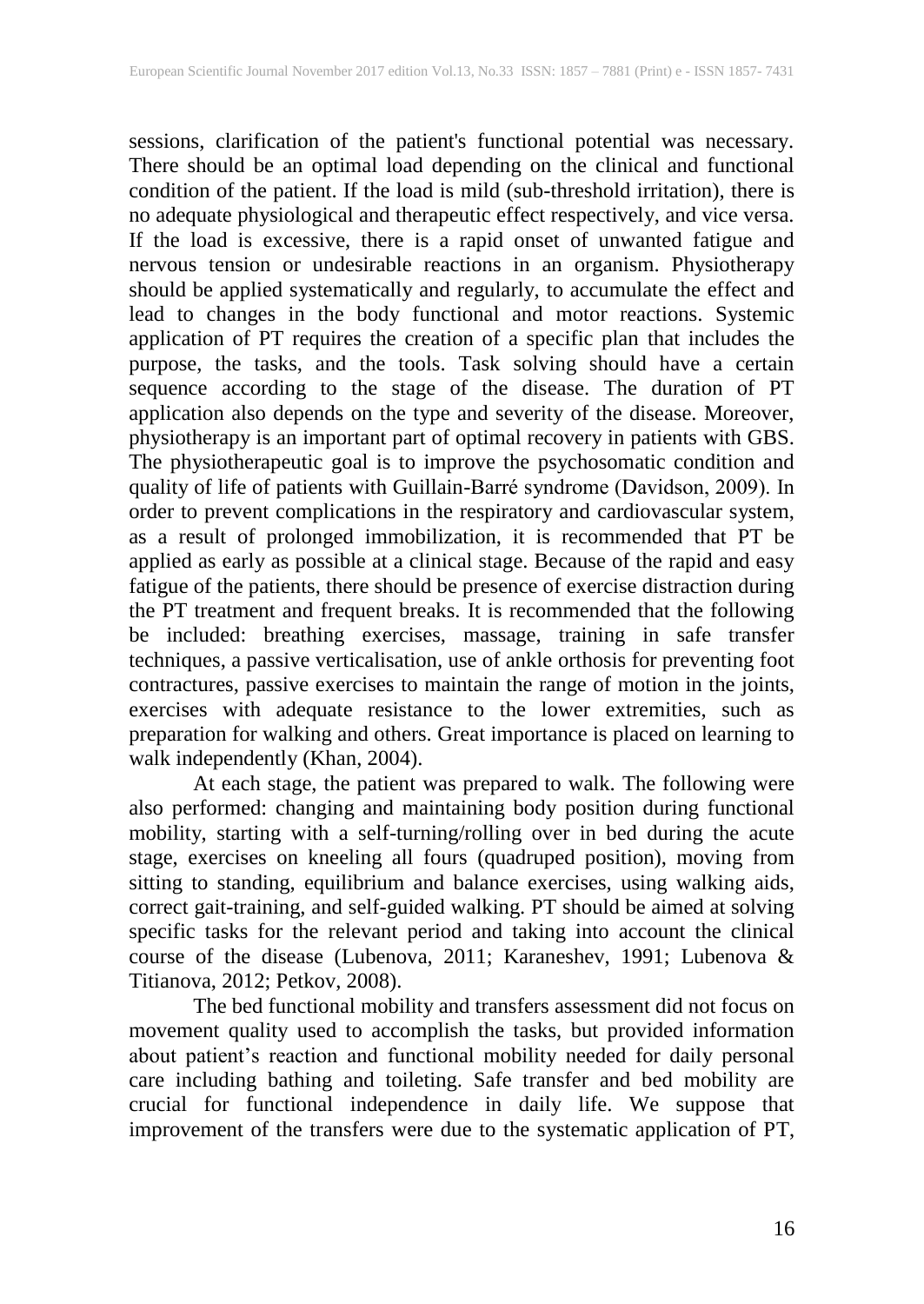sessions, clarification of the patient's functional potential was necessary. There should be an optimal load depending on the clinical and functional condition of the patient. If the load is mild (sub-threshold irritation), there is no adequate physiological and therapeutic effect respectively, and vice versa. If the load is excessive, there is a rapid onset of unwanted fatigue and nervous tension or undesirable reactions in an organism. Physiotherapy should be applied systematically and regularly, to accumulate the effect and lead to changes in the body functional and motor reactions. Systemic application of PT requires the creation of a specific plan that includes the purpose, the tasks, and the tools. Task solving should have a certain sequence according to the stage of the disease. The duration of PT application also depends on the type and severity of the disease. Moreover, physiotherapy is an important part of optimal recovery in patients with GBS. The physiotherapeutic goal is to improve the psychosomatic condition and quality of life of patients with Guillain-Barré syndrome (Davidson, 2009). In order to prevent complications in the respiratory and cardiovascular system, as a result of prolonged immobilization, it is recommended that PT be applied as early as possible at a clinical stage. Because of the rapid and easy fatigue of the patients, there should be presence of exercise distraction during the PT treatment and frequent breaks. It is recommended that the following be included: breathing exercises, massage, training in safe transfer techniques, a passive verticalisation, use of ankle orthosis for preventing foot contractures, passive exercises to maintain the range of motion in the joints, exercises with adequate resistance to the lower extremities, such as preparation for walking and others. Great importance is placed on learning to walk independently (Khan, 2004).

At each stage, the patient was prepared to walk. The following were also performed: changing and maintaining body position during functional mobility, starting with a self-turning/rolling over in bed during the acute stage, exercises on kneeling all fours (quadruped position), moving from sitting to standing, equilibrium and balance exercises, using walking aids, correct gait-training, and self-guided walking. PT should be aimed at solving specific tasks for the relevant period and taking into account the clinical course of the disease (Lubenova, 2011; Karaneshev, 1991; Lubenova & Titianova, 2012; Petkov, 2008).

The bed functional mobility and transfers assessment did not focus on movement quality used to accomplish the tasks, but provided information about patient's reaction and functional mobility needed for daily personal care including bathing and toileting. Safe transfer and bed mobility are crucial for functional independence in daily life. We suppose that improvement of the transfers were due to the systematic application of PT,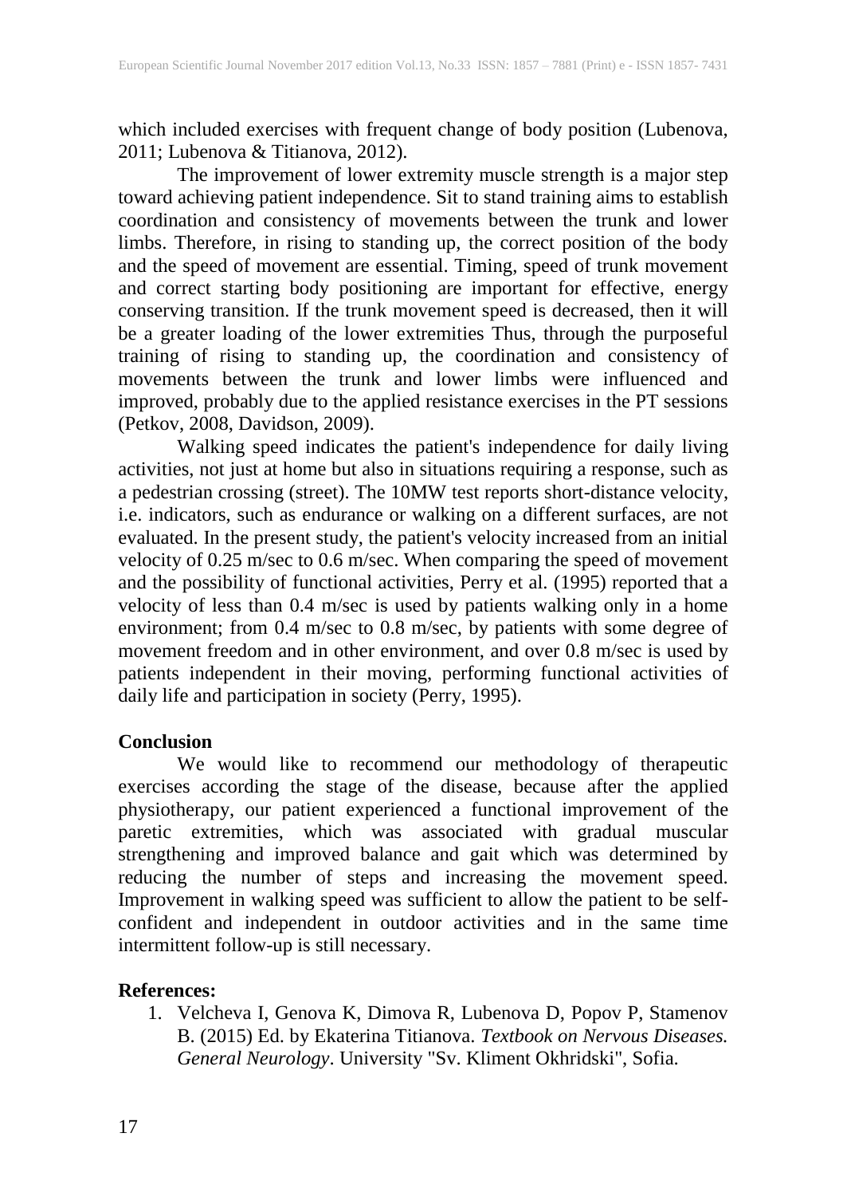which included exercises with frequent change of body position (Lubenova, 2011; Lubenova & Titianova, 2012).

The improvement of lower extremity muscle strength is a major step toward achieving patient independence. Sit to stand training aims to establish coordination and consistency of movements between the trunk and lower limbs. Therefore, in rising to standing up, the correct position of the body and the speed of movement are essential. Timing, speed of trunk movement and correct starting body positioning are important for effective, energy conserving transition. If the trunk movement speed is decreased, then it will be a greater loading of the lower extremities Thus, through the purposeful training of rising to standing up, the coordination and consistency of movements between the trunk and lower limbs were influenced and improved, probably due to the applied resistance exercises in the PT sessions (Petkov, 2008, Davidson, 2009).

Walking speed indicates the patient's independence for daily living activities, not just at home but also in situations requiring a response, such as a pedestrian crossing (street). The 10MW test reports short-distance velocity, i.e. indicators, such as endurance or walking on a different surfaces, are not evaluated. In the present study, the patient's velocity increased from an initial velocity of 0.25 m/sec to 0.6 m/sec. When comparing the speed of movement and the possibility of functional activities, Perry et al. (1995) reported that a velocity of less than 0.4 m/sec is used by patients walking only in a home environment; from 0.4 m/sec to 0.8 m/sec, by patients with some degree of movement freedom and in other environment, and over 0.8 m/sec is used by patients independent in their moving, performing functional activities of daily life and participation in society (Perry, 1995).

**Conclusion**

We would like to recommend our methodology of therapeutic exercises according the stage of the disease, because after the applied physiotherapy, our patient experienced a functional improvement of the paretic extremities, which was associated with gradual muscular strengthening and improved balance and gait which was determined by reducing the number of steps and increasing the movement speed. Improvement in walking speed was sufficient to allow the patient to be self-confident and independent in outdoor activities and in the same time intermittent follow-up is still necessary.

**References:**

1. Velcheva I, Genova K, Dimova R, Lubenova D, Popov P, Stamenov B. (2015) Ed. by Ekaterina Titianova. *Textbook on Nervous Diseases. General Neurology*. University "Sv. Kliment Okhridski", Sofia.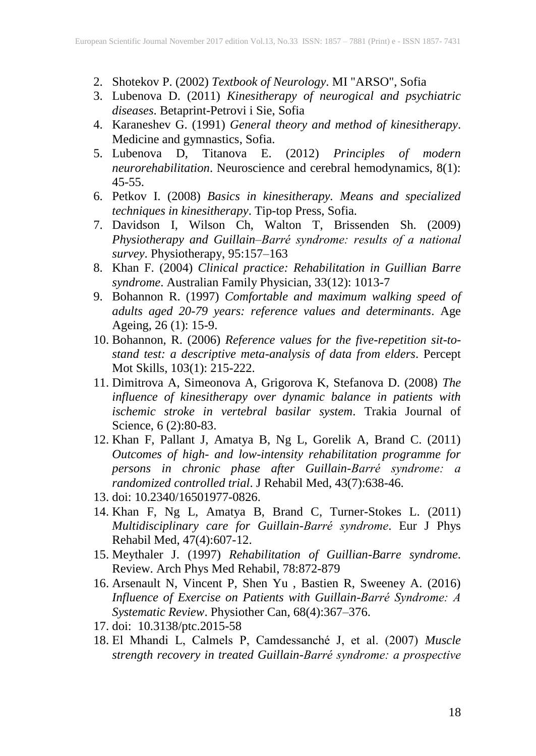2. Shotekov P. (2002) *Textbook of Neurology*. MI "ARSO", Sofia
3. Lubenova D. (2011) *Kinesitherapy of neurogical and psychiatric diseases*. Betaprint-Petrovi i Sie, Sofia
4. Karaneshev G. (1991) *General theory and method of kinesitherapy*. Medicine and gymnastics, Sofia.
5. Lubenova D, Titanova E. (2012) *Principles of modern neurorehabilitation*. Neuroscience and cerebral hemodynamics, 8(1): 45-55.
6. Petkov I. (2008) *Basics in kinesitherapy. Means and specialized techniques in kinesitherapy*. Tip-top Press, Sofia.
7. Davidson I, Wilson Ch, Walton T, Brissenden Sh. (2009) *Physiotherapy and Guillain–Barré syndrome: results of a national survey*. Physiotherapy, 95:157–163
8. Khan F. (2004) *Clinical practice: Rehabilitation in Guillian Barre syndrome*. Australian Family Physician, 33(12): 1013-7
9. Bohannon R. (1997) *Comfortable and maximum walking speed of adults aged 20-79 years: reference values and determinants*. Age Ageing, 26 (1): 15-9.
10. Bohannon, R. (2006) *Reference values for the five-repetition sit-to-stand test: a descriptive meta-analysis of data from elders*. Percept Mot Skills, 103(1): 215-222.
11. Dimitrova A, Simeonova A, Grigorova K, Stefanova D. (2008) *The influence of kinesitherapy over dynamic balance in patients with ischemic stroke in vertebral basilar system*. Trakia Journal of Science, 6 (2):80-83.
12. Khan F, Pallant J, Amatya B, Ng L, Gorelik A, Brand C. (2011) *Outcomes of high- and low-intensity rehabilitation programme for persons in chronic phase after Guillain-Barré syndrome: a randomized controlled trial*. J Rehabil Med, 43(7):638-46.
13. doi: 10.2340/16501977-0826.
14. Khan F, Ng L, Amatya B, Brand C, Turner-Stokes L. (2011) *Multidisciplinary care for Guillain-Barré syndrome*. Eur J Phys Rehabil Med, 47(4):607-12.
15. Meythaler J. (1997) *Rehabilitation of Guillian-Barre syndrome*. Review. Arch Phys Med Rehabil, 78:872-879
16. Arsenault N, Vincent P, Shen Yu , Bastien R, Sweeney A. (2016) *Influence of Exercise on Patients with Guillain-Barré Syndrome: A Systematic Review*. Physiother Can, 68(4):367–376.
17. doi: 10.3138/ptc.2015-58
18. El Mhandi L, Calmels P, Camdessanché J, et al. (2007) *Muscle strength recovery in treated Guillain-Barré syndrome: a prospective*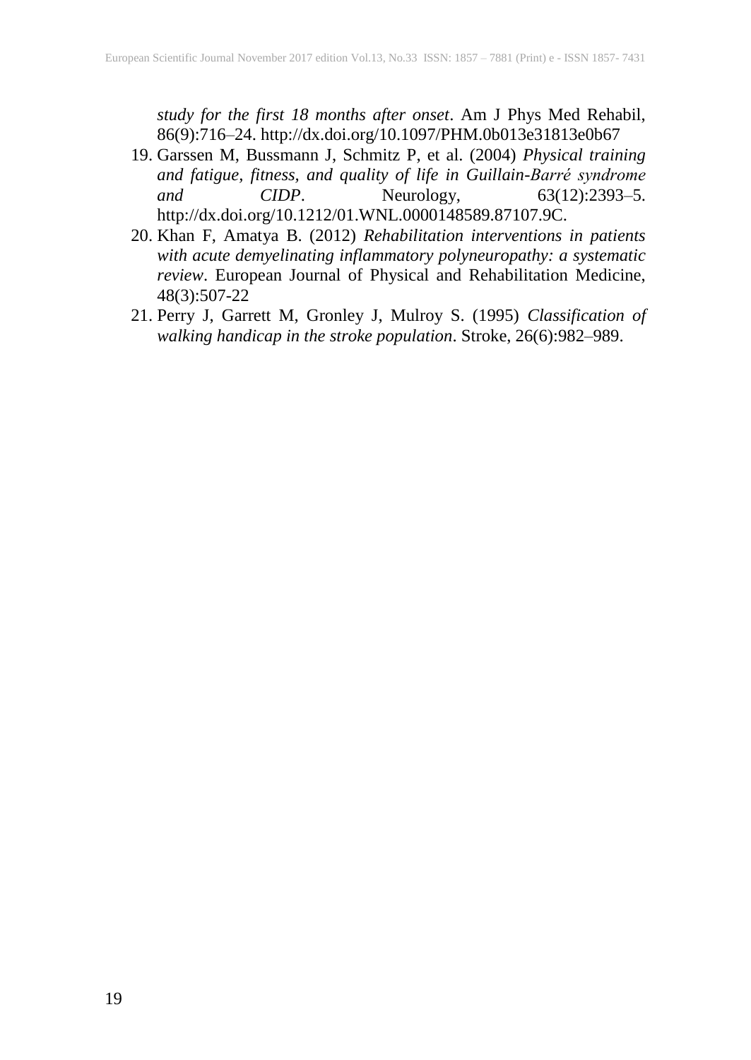*study for the first 18 months after onset*. Am J Phys Med Rehabil, 86(9):716–24. http://dx.doi.org/10.1097/PHM.0b013e31813e0b67

19. Garssen M, Bussmann J, Schmitz P, et al. (2004) *Physical training and fatigue, fitness, and quality of life in Guillain-Barré syndrome and CIDP*. Neurology, 63(12):2393–5. http://dx.doi.org/10.1212/01.WNL.0000148589.87107.9C.
20. Khan F, Amatya B. (2012) *Rehabilitation interventions in patients with acute demyelinating inflammatory polyneuropathy: a systematic review*. European Journal of Physical and Rehabilitation Medicine, 48(3):507-22
21. Perry J, Garrett M, Gronley J, Mulroy S. (1995) *Classification of walking handicap in the stroke population*. Stroke, 26(6):982–989.